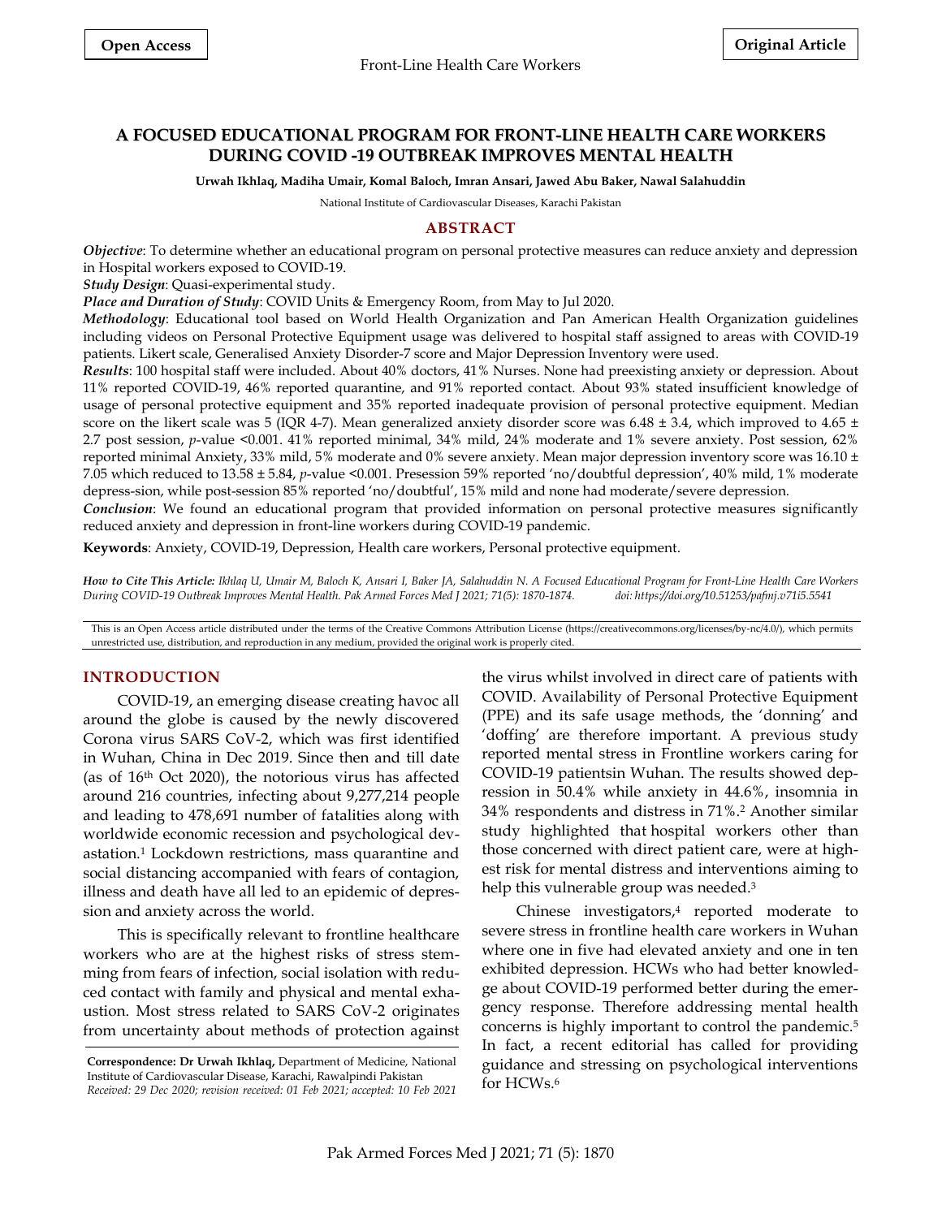**Open Access**

**Original Article**

# A FOCUSED EDUCATIONAL PROGRAM FOR FRONT-LINE HEALTH CARE WORKERS DURING COVID -19 OUTBREAK IMPROVES MENTAL HEALTH

**Urwah Ikhlaq, Madiha Umair, Komal Baloch, Imran Ansari, Jawed Abu Baker, Nawal Salahuddin**

National Institute of Cardiovascular Diseases, Karachi Pakistan

## ABSTRACT

***Objective***: To determine whether an educational program on personal protective measures can reduce anxiety and depression in Hospital workers exposed to COVID-19.

***Study Design***: Quasi-experimental study.

***Place and Duration of Study***: COVID Units & Emergency Room, from May to Jul 2020.

***Methodology***: Educational tool based on World Health Organization and Pan American Health Organization guidelines including videos on Personal Protective Equipment usage was delivered to hospital staff assigned to areas with COVID-19 patients. Likert scale, Generalised Anxiety Disorder-7 score and Major Depression Inventory were used.

***Results***: 100 hospital staff were included. About 40% doctors, 41% Nurses. None had preexisting anxiety or depression. About 11% reported COVID-19, 46% reported quarantine, and 91% reported contact. About 93% stated insufficient knowledge of usage of personal protective equipment and 35% reported inadequate provision of personal protective equipment. Median score on the likert scale was 5 (IQR 4-7). Mean generalized anxiety disorder score was 6.48 ± 3.4, which improved to 4.65 ± 2.7 post session, *p*-value <0.001. 41% reported minimal, 34% mild, 24% moderate and 1% severe anxiety. Post session, 62% reported minimal Anxiety, 33% mild, 5% moderate and 0% severe anxiety. Mean major depression inventory score was 16.10 ± 7.05 which reduced to 13.58 ± 5.84, *p*-value <0.001. Presession 59% reported 'no/doubtful depression', 40% mild, 1% moderate depress-sion, while post-session 85% reported 'no/doubtful', 15% mild and none had moderate/severe depression.

***Conclusion***: We found an educational program that provided information on personal protective measures significantly reduced anxiety and depression in front-line workers during COVID-19 pandemic.

**Keywords**: Anxiety, COVID-19, Depression, Health care workers, Personal protective equipment.

***How to Cite This Article:*** *Ikhlaq U, Umair M, Baloch K, Ansari I, Baker JA, Salahuddin N. A Focused Educational Program for Front-Line Health Care Workers During COVID-19 Outbreak Improves Mental Health. Pak Armed Forces Med J 2021; 71(5): 1870-1874. doi: https://doi.org/10.51253/pafmj.v71i5.5541*

This is an Open Access article distributed under the terms of the Creative Commons Attribution License (https://creativecommons.org/licenses/by-nc/4.0/), which permits unrestricted use, distribution, and reproduction in any medium, provided the original work is properly cited.

## INTRODUCTION

COVID-19, an emerging disease creating havoc all around the globe is caused by the newly discovered Corona virus SARS CoV-2, which was first identified in Wuhan, China in Dec 2019. Since then and till date (as of 16th Oct 2020), the notorious virus has affected around 216 countries, infecting about 9,277,214 people and leading to 478,691 number of fatalities along with worldwide economic recession and psychological devastation.[1] Lockdown restrictions, mass quarantine and social distancing accompanied with fears of contagion, illness and death have all led to an epidemic of depression and anxiety across the world.

This is specifically relevant to frontline healthcare workers who are at the highest risks of stress stemming from fears of infection, social isolation with reduced contact with family and physical and mental exhaustion. Most stress related to SARS CoV-2 originates from uncertainty about methods of protection against the virus whilst involved in direct care of patients with COVID. Availability of Personal Protective Equipment (PPE) and its safe usage methods, the 'donning' and 'doffing' are therefore important. A previous study reported mental stress in Frontline workers caring for COVID-19 patientsin Wuhan. The results showed depression in 50.4% while anxiety in 44.6%, insomnia in 34% respondents and distress in 71%.[2] Another similar study highlighted that hospital workers other than those concerned with direct patient care, were at highest risk for mental distress and interventions aiming to help this vulnerable group was needed.[3]

Chinese investigators,[4] reported moderate to severe stress in frontline health care workers in Wuhan where one in five had elevated anxiety and one in ten exhibited depression. HCWs who had better knowledge about COVID-19 performed better during the emergency response. Therefore addressing mental health concerns is highly important to control the pandemic.[5] In fact, a recent editorial has called for providing guidance and stressing on psychological interventions for HCWs.[6]

**Correspondence: Dr Urwah Ikhlaq,** Department of Medicine, National Institute of Cardiovascular Disease, Karachi, Rawalpindi Pakistan
*Received: 29 Dec 2020; revision received: 01 Feb 2021; accepted: 10 Feb 2021*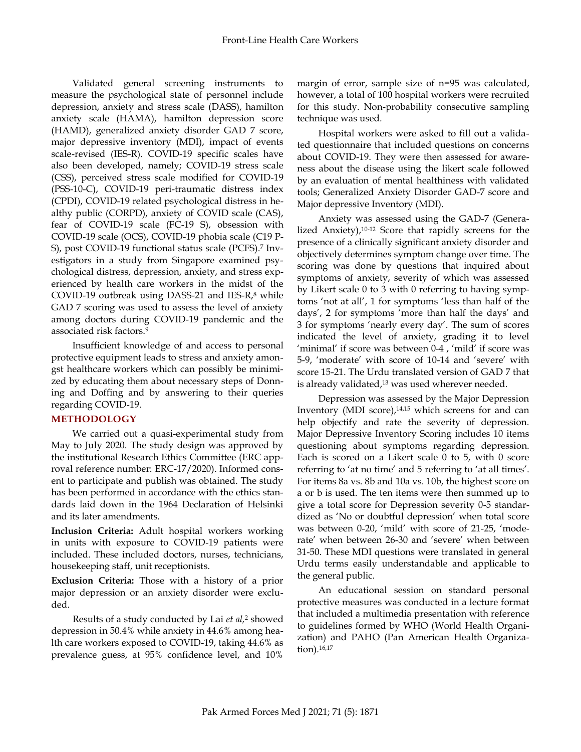Validated general screening instruments to measure the psychological state of personnel include depression, anxiety and stress scale (DASS), hamilton anxiety scale (HAMA), hamilton depression score (HAMD), generalized anxiety disorder GAD 7 score, major depressive inventory (MDI), impact of events scale-revised (IES-R). COVID-19 specific scales have also been developed, namely; COVID-19 stress scale (CSS), perceived stress scale modified for COVID-19 (PSS-10-C), COVID-19 peri-traumatic distress index (CPDI), COVID-19 related psychological distress in healthy public (CORPD), anxiety of COVID scale (CAS), fear of COVID-19 scale (FC-19 S), obsession with COVID-19 scale (OCS), COVID-19 phobia scale (C19 P-S), post COVID-19 functional status scale (PCFS).[7] Investigators in a study from Singapore examined psychological distress, depression, anxiety, and stress experienced by health care workers in the midst of the COVID-19 outbreak using DASS-21 and IES-R,[8] while GAD 7 scoring was used to assess the level of anxiety among doctors during COVID-19 pandemic and the associated risk factors.[9]

Insufficient knowledge of and access to personal protective equipment leads to stress and anxiety amongst healthcare workers which can possibly be minimized by educating them about necessary steps of Donning and Doffing and by answering to their queries regarding COVID-19.

## METHODOLOGY

We carried out a quasi-experimental study from May to July 2020. The study design was approved by the institutional Research Ethics Committee (ERC approval reference number: ERC-17/2020). Informed consent to participate and publish was obtained. The study has been performed in accordance with the ethics standards laid down in the 1964 Declaration of Helsinki and its later amendments.

**Inclusion Criteria:** Adult hospital workers working in units with exposure to COVID-19 patients were included. These included doctors, nurses, technicians, housekeeping staff, unit receptionists.

**Exclusion Criteria:** Those with a history of a prior major depression or an anxiety disorder were excluded.

Results of a study conducted by Lai *et al*,[2] showed depression in 50.4% while anxiety in 44.6% among health care workers exposed to COVID-19, taking 44.6% as prevalence guess, at 95% confidence level, and 10% margin of error, sample size of n=95 was calculated, however, a total of 100 hospital workers were recruited for this study. Non-probability consecutive sampling technique was used.

Hospital workers were asked to fill out a validated questionnaire that included questions on concerns about COVID-19. They were then assessed for awareness about the disease using the likert scale followed by an evaluation of mental healthiness with validated tools; Generalized Anxiety Disorder GAD-7 score and Major depressive Inventory (MDI).

Anxiety was assessed using the GAD-7 (Generalized Anxiety),[10-12] Score that rapidly screens for the presence of a clinically significant anxiety disorder and objectively determines symptom change over time. The scoring was done by questions that inquired about symptoms of anxiety, severity of which was assessed by Likert scale 0 to 3 with 0 referring to having symptoms 'not at all', 1 for symptoms 'less than half of the days', 2 for symptoms 'more than half the days' and 3 for symptoms 'nearly every day'. The sum of scores indicated the level of anxiety, grading it to level 'minimal' if score was between 0-4 , 'mild' if score was 5-9, 'moderate' with score of 10-14 and 'severe' with score 15-21. The Urdu translated version of GAD 7 that is already validated,[13] was used wherever needed.

Depression was assessed by the Major Depression Inventory (MDI score),[14,15] which screens for and can help objectify and rate the severity of depression. Major Depressive Inventory Scoring includes 10 items questioning about symptoms regarding depression. Each is scored on a Likert scale 0 to 5, with 0 score referring to 'at no time' and 5 referring to 'at all times'. For items 8a vs. 8b and 10a vs. 10b, the highest score on a or b is used. The ten items were then summed up to give a total score for Depression severity 0-5 standardized as 'No or doubtful depression' when total score was between 0-20, 'mild' with score of 21-25, 'moderate' when between 26-30 and 'severe' when between 31-50. These MDI questions were translated in general Urdu terms easily understandable and applicable to the general public.

An educational session on standard personal protective measures was conducted in a lecture format that included a multimedia presentation with reference to guidelines formed by WHO (World Health Organization) and PAHO (Pan American Health Organization).[16,17]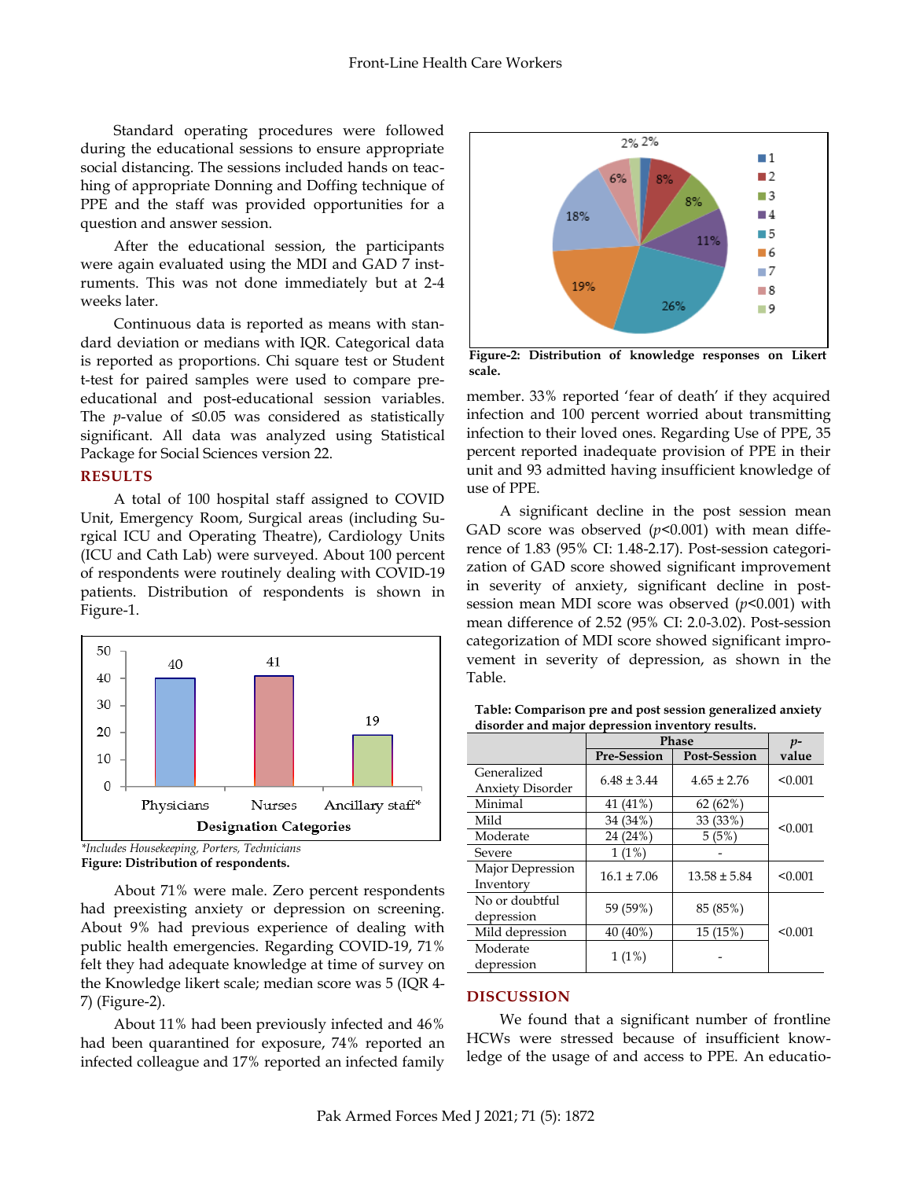Standard operating procedures were followed during the educational sessions to ensure appropriate social distancing. The sessions included hands on teaching of appropriate Donning and Doffing technique of PPE and the staff was provided opportunities for a question and answer session.

After the educational session, the participants were again evaluated using the MDI and GAD 7 instruments. This was not done immediately but at 2-4 weeks later.

Continuous data is reported as means with standard deviation or medians with IQR. Categorical data is reported as proportions. Chi square test or Student t-test for paired samples were used to compare pre-educational and post-educational session variables. The $p$-value of ≤0.05 was considered as statistically significant. All data was analyzed using Statistical Package for Social Sciences version 22.

## RESULTS

A total of 100 hospital staff assigned to COVID Unit, Emergency Room, Surgical areas (including Surgical ICU and Operating Theatre), Cardiology Units (ICU and Cath Lab) were surveyed. About 100 percent of respondents were routinely dealing with COVID-19 patients. Distribution of respondents is shown in Figure-1.

*Includes Housekeeping, Porters, Technicians

**Figure: Distribution of respondents.**

About 71% were male. Zero percent respondents had preexisting anxiety or depression on screening. About 9% had previous experience of dealing with public health emergencies. Regarding COVID-19, 71% felt they had adequate knowledge at time of survey on the Knowledge likert scale; median score was 5 (IQR 4-7) (Figure-2).

About 11% had been previously infected and 46% had been quarantined for exposure, 74% reported an infected colleague and 17% reported an infected family member. 33% reported 'fear of death' if they acquired infection and 100 percent worried about transmitting infection to their loved ones. Regarding Use of PPE, 35 percent reported inadequate provision of PPE in their unit and 93 admitted having insufficient knowledge of use of PPE.

**Figure-2: Distribution of knowledge responses on Likert scale.**

A significant decline in the post session mean GAD score was observed ($p$<0.001) with mean difference of 1.83 (95% CI: 1.48-2.17). Post-session categorization of GAD score showed significant improvement in severity of anxiety, significant decline in post-session mean MDI score was observed ($p$<0.001) with mean difference of 2.52 (95% CI: 2.0-3.02). Post-session categorization of MDI score showed significant improvement in severity of depression, as shown in the Table.

**Table: Comparison pre and post session generalized anxiety disorder and major depression inventory results.**

| | Phase | | $p$-value |
|---|---|---|---|
| | Pre-Session | Post-Session | |
| Generalized Anxiety Disorder | 6.48 ± 3.44 | 4.65 ± 2.76 | <0.001 |
| Minimal | 41 (41%) | 62 (62%) | <0.001 |
| Mild | 34 (34%) | 33 (33%) | |
| Moderate | 24 (24%) | 5 (5%) | |
| Severe | 1 (1%) | - | |
| Major Depression Inventory | 16.1 ± 7.06 | 13.58 ± 5.84 | <0.001 |
| No or doubtful depression | 59 (59%) | 85 (85%) | <0.001 |
| Mild depression | 40 (40%) | 15 (15%) | |
| Moderate depression | 1 (1%) | - | |

## DISCUSSION

We found that a significant number of frontline HCWs were stressed because of insufficient knowledge of the usage of and access to PPE. An educatio-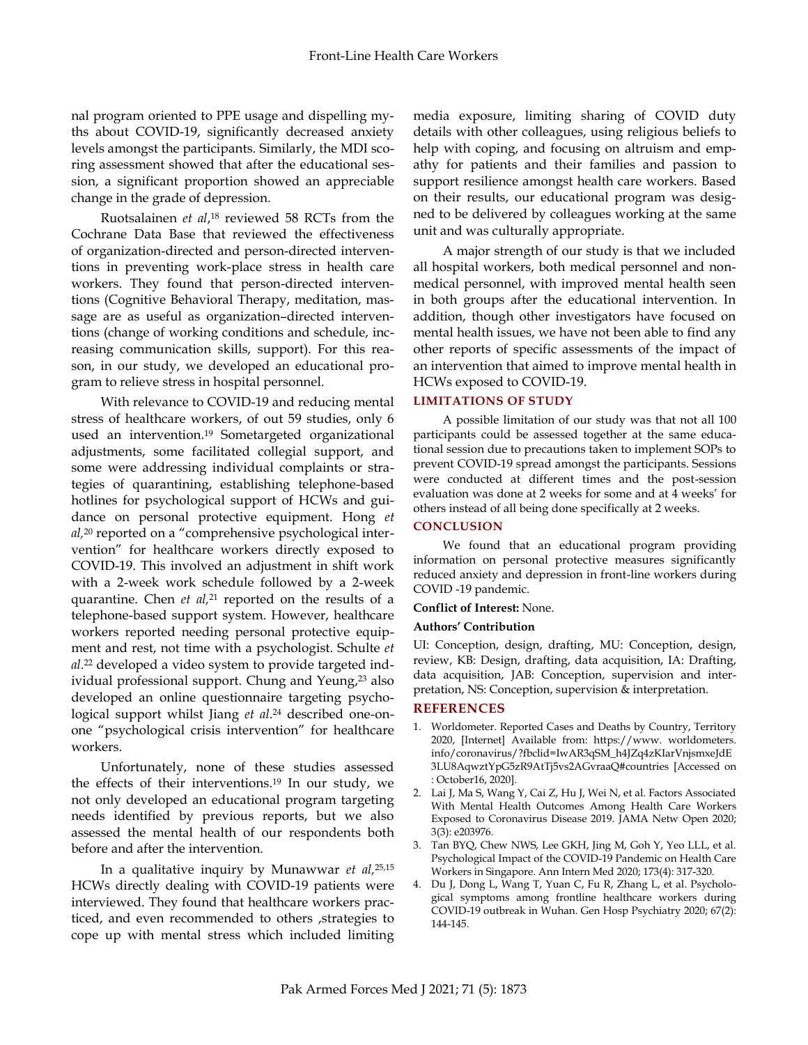nal program oriented to PPE usage and dispelling myths about COVID-19, significantly decreased anxiety levels amongst the participants. Similarly, the MDI scoring assessment showed that after the educational session, a significant proportion showed an appreciable change in the grade of depression.

Ruotsalainen *et al*,[18] reviewed 58 RCTs from the Cochrane Data Base that reviewed the effectiveness of organization-directed and person-directed interventions in preventing work-place stress in health care workers. They found that person-directed interventions (Cognitive Behavioral Therapy, meditation, massage are as useful as organization–directed interventions (change of working conditions and schedule, increasing communication skills, support). For this reason, in our study, we developed an educational program to relieve stress in hospital personnel.

With relevance to COVID-19 and reducing mental stress of healthcare workers, of out 59 studies, only 6 used an intervention.[19] Sometargeted organizational adjustments, some facilitated collegial support, and some were addressing individual complaints or strategies of quarantining, establishing telephone-based hotlines for psychological support of HCWs and guidance on personal protective equipment. Hong *et al*,[20] reported on a "comprehensive psychological intervention" for healthcare workers directly exposed to COVID-19. This involved an adjustment in shift work with a 2-week work schedule followed by a 2-week quarantine. Chen *et al*,[21] reported on the results of a telephone-based support system. However, healthcare workers reported needing personal protective equipment and rest, not time with a psychologist. Schulte *et al*.[22] developed a video system to provide targeted individual professional support. Chung and Yeung,[23] also developed an online questionnaire targeting psychological support whilst Jiang *et al*.[24] described one-on-one "psychological crisis intervention" for healthcare workers.

Unfortunately, none of these studies assessed the effects of their interventions.[19] In our study, we not only developed an educational program targeting needs identified by previous reports, but we also assessed the mental health of our respondents both before and after the intervention.

In a qualitative inquiry by Munawwar *et al*,[25,15] HCWs directly dealing with COVID-19 patients were interviewed. They found that healthcare workers practiced, and even recommended to others ,strategies to cope up with mental stress which included limiting media exposure, limiting sharing of COVID duty details with other colleagues, using religious beliefs to help with coping, and focusing on altruism and empathy for patients and their families and passion to support resilience amongst health care workers. Based on their results, our educational program was designed to be delivered by colleagues working at the same unit and was culturally appropriate.

A major strength of our study is that we included all hospital workers, both medical personnel and non-medical personnel, with improved mental health seen in both groups after the educational intervention. In addition, though other investigators have focused on mental health issues, we have not been able to find any other reports of specific assessments of the impact of an intervention that aimed to improve mental health in HCWs exposed to COVID-19.

## LIMITATIONS OF STUDY

A possible limitation of our study was that not all 100 participants could be assessed together at the same educational session due to precautions taken to implement SOPs to prevent COVID-19 spread amongst the participants. Sessions were conducted at different times and the post-session evaluation was done at 2 weeks for some and at 4 weeks' for others instead of all being done specifically at 2 weeks.

## CONCLUSION

We found that an educational program providing information on personal protective measures significantly reduced anxiety and depression in front-line workers during COVID -19 pandemic.

**Conflict of Interest:** None.

**Authors' Contribution**

UI: Conception, design, drafting, MU: Conception, design, review, KB: Design, drafting, data acquisition, IA: Drafting, data acquisition, JAB: Conception, supervision and interpretation, NS: Conception, supervision & interpretation.

## REFERENCES

1. Worldometer. Reported Cases and Deaths by Country, Territory 2020, [Internet] Available from: https://www. worldometers. info/coronavirus/?fbclid=IwAR3qSM_h4JZq4zKIarVnjsmxeJdE3LU8AqwztYpG5zR9AtTj5vs2AGvraaQ#countries [Accessed on : October16, 2020].
2. Lai J, Ma S, Wang Y, Cai Z, Hu J, Wei N, et al. Factors Associated With Mental Health Outcomes Among Health Care Workers Exposed to Coronavirus Disease 2019. JAMA Netw Open 2020; 3(3): e203976.
3. Tan BYQ, Chew NWS, Lee GKH, Jing M, Goh Y, Yeo LLL, et al. Psychological Impact of the COVID-19 Pandemic on Health Care Workers in Singapore. Ann Intern Med 2020; 173(4): 317-320.
4. Du J, Dong L, Wang T, Yuan C, Fu R, Zhang L, et al. Psychological symptoms among frontline healthcare workers during COVID-19 outbreak in Wuhan. Gen Hosp Psychiatry 2020; 67(2): 144-145.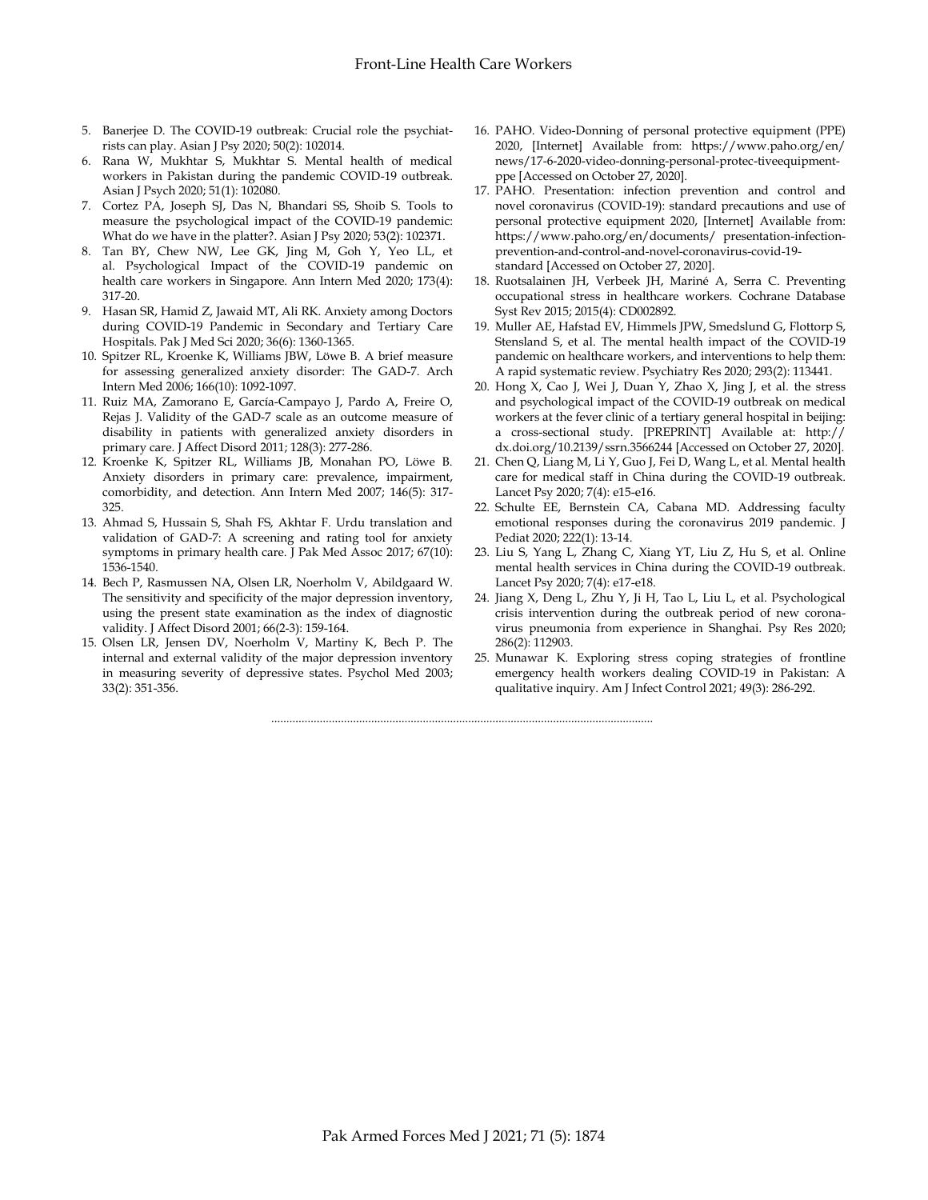5. Banerjee D. The COVID-19 outbreak: Crucial role the psychiatrists can play. Asian J Psy 2020; 50(2): 102014.
6. Rana W, Mukhtar S, Mukhtar S. Mental health of medical workers in Pakistan during the pandemic COVID-19 outbreak. Asian J Psych 2020; 51(1): 102080.
7. Cortez PA, Joseph SJ, Das N, Bhandari SS, Shoib S. Tools to measure the psychological impact of the COVID-19 pandemic: What do we have in the platter?. Asian J Psy 2020; 53(2): 102371.
8. Tan BY, Chew NW, Lee GK, Jing M, Goh Y, Yeo LL, et al. Psychological Impact of the COVID-19 pandemic on health care workers in Singapore. Ann Intern Med 2020; 173(4): 317-20.
9. Hasan SR, Hamid Z, Jawaid MT, Ali RK. Anxiety among Doctors during COVID-19 Pandemic in Secondary and Tertiary Care Hospitals. Pak J Med Sci 2020; 36(6): 1360-1365.
10. Spitzer RL, Kroenke K, Williams JBW, Löwe B. A brief measure for assessing generalized anxiety disorder: The GAD-7. Arch Intern Med 2006; 166(10): 1092-1097.
11. Ruiz MA, Zamorano E, García-Campayo J, Pardo A, Freire O, Rejas J. Validity of the GAD-7 scale as an outcome measure of disability in patients with generalized anxiety disorders in primary care. J Affect Disord 2011; 128(3): 277-286.
12. Kroenke K, Spitzer RL, Williams JB, Monahan PO, Löwe B. Anxiety disorders in primary care: prevalence, impairment, comorbidity, and detection. Ann Intern Med 2007; 146(5): 317-325.
13. Ahmad S, Hussain S, Shah FS, Akhtar F. Urdu translation and validation of GAD-7: A screening and rating tool for anxiety symptoms in primary health care. J Pak Med Assoc 2017; 67(10): 1536-1540.
14. Bech P, Rasmussen NA, Olsen LR, Noerholm V, Abildgaard W. The sensitivity and specificity of the major depression inventory, using the present state examination as the index of diagnostic validity. J Affect Disord 2001; 66(2-3): 159-164.
15. Olsen LR, Jensen DV, Noerholm V, Martiny K, Bech P. The internal and external validity of the major depression inventory in measuring severity of depressive states. Psychol Med 2003; 33(2): 351-356.
16. PAHO. Video-Donning of personal protective equipment (PPE) 2020, [Internet] Available from: https://www.paho.org/en/news/17-6-2020-video-donning-personal-protec-tiveequipment-ppe [Accessed on October 27, 2020].
17. PAHO. Presentation: infection prevention and control and novel coronavirus (COVID-19): standard precautions and use of personal protective equipment 2020, [Internet] Available from: https://www.paho.org/en/documents/ presentation-infection-prevention-and-control-and-novel-coronavirus-covid-19-standard [Accessed on October 27, 2020].
18. Ruotsalainen JH, Verbeek JH, Mariné A, Serra C. Preventing occupational stress in healthcare workers. Cochrane Database Syst Rev 2015; 2015(4): CD002892.
19. Muller AE, Hafstad EV, Himmels JPW, Smedslund G, Flottorp S, Stensland S, et al. The mental health impact of the COVID-19 pandemic on healthcare workers, and interventions to help them: A rapid systematic review. Psychiatry Res 2020; 293(2): 113441.
20. Hong X, Cao J, Wei J, Duan Y, Zhao X, Jing J, et al. the stress and psychological impact of the COVID-19 outbreak on medical workers at the fever clinic of a tertiary general hospital in beijing: a cross-sectional study. [PREPRINT] Available at: http://dx.doi.org/10.2139/ssrn.3566244 [Accessed on October 27, 2020].
21. Chen Q, Liang M, Li Y, Guo J, Fei D, Wang L, et al. Mental health care for medical staff in China during the COVID-19 outbreak. Lancet Psy 2020; 7(4): e15-e16.
22. Schulte EE, Bernstein CA, Cabana MD. Addressing faculty emotional responses during the coronavirus 2019 pandemic. J Pediat 2020; 222(1): 13-14.
23. Liu S, Yang L, Zhang C, Xiang YT, Liu Z, Hu S, et al. Online mental health services in China during the COVID-19 outbreak. Lancet Psy 2020; 7(4): e17-e18.
24. Jiang X, Deng L, Zhu Y, Ji H, Tao L, Liu L, et al. Psychological crisis intervention during the outbreak period of new coronavirus pneumonia from experience in Shanghai. Psy Res 2020; 286(2): 112903.
25. Munawar K. Exploring stress coping strategies of frontline emergency health workers dealing COVID-19 in Pakistan: A qualitative inquiry. Am J Infect Control 2021; 49(3): 286-292.